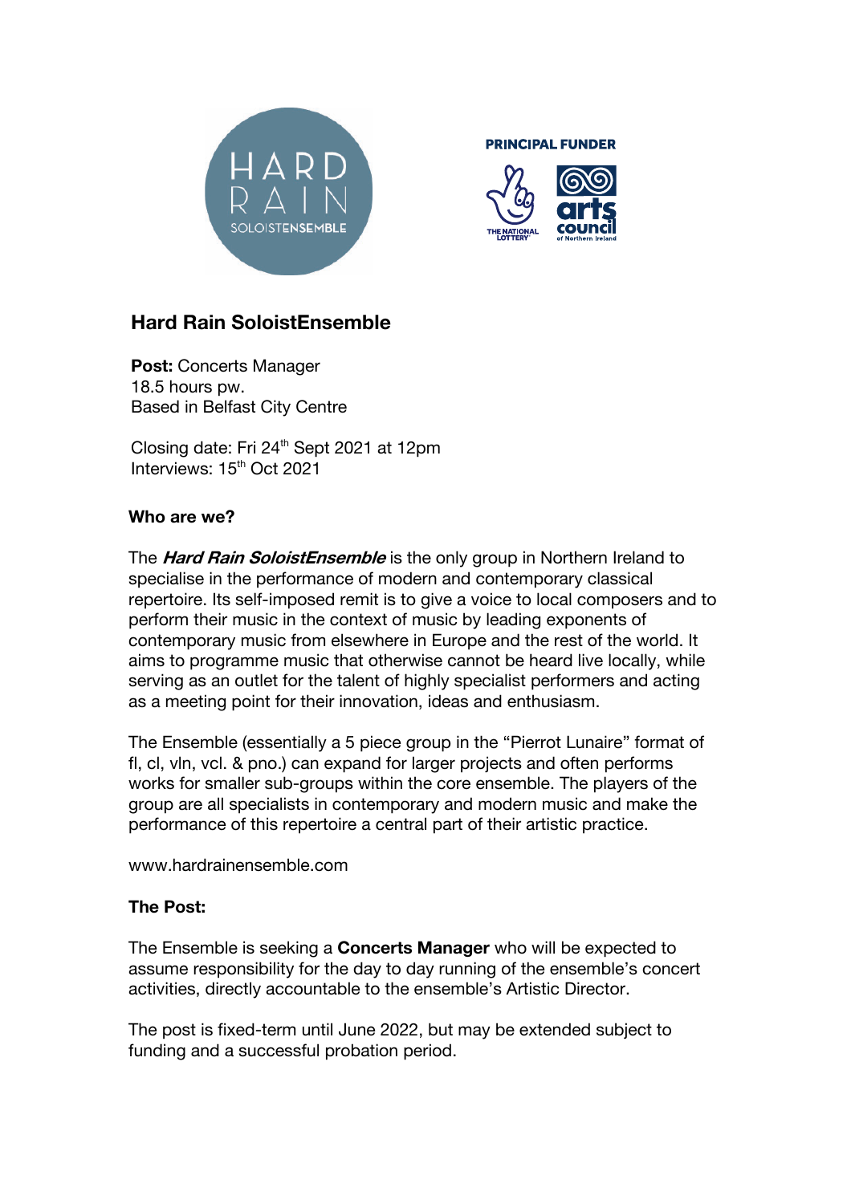HARD RAIN SOLOISTENSEMBLE

PRINCIPAL FUNDER

THE NATIONAL LOTTERY

arts council of Northern Ireland

## Hard Rain SoloistEnsemble

**Post:** Concerts Manager
18.5 hours pw.
Based in Belfast City Centre

Closing date: Fri 24th Sept 2021 at 12pm
Interviews: 15th Oct 2021

### Who are we?

The ***Hard Rain SoloistEnsemble*** is the only group in Northern Ireland to specialise in the performance of modern and contemporary classical repertoire. Its self-imposed remit is to give a voice to local composers and to perform their music in the context of music by leading exponents of contemporary music from elsewhere in Europe and the rest of the world. It aims to programme music that otherwise cannot be heard live locally, while serving as an outlet for the talent of highly specialist performers and acting as a meeting point for their innovation, ideas and enthusiasm.

The Ensemble (essentially a 5 piece group in the "Pierrot Lunaire" format of fl, cl, vln, vcl. & pno.) can expand for larger projects and often performs works for smaller sub-groups within the core ensemble. The players of the group are all specialists in contemporary and modern music and make the performance of this repertoire a central part of their artistic practice.

www.hardrainensemble.com

### The Post:

The Ensemble is seeking a **Concerts Manager** who will be expected to assume responsibility for the day to day running of the ensemble's concert activities, directly accountable to the ensemble's Artistic Director.

The post is fixed-term until June 2022, but may be extended subject to funding and a successful probation period.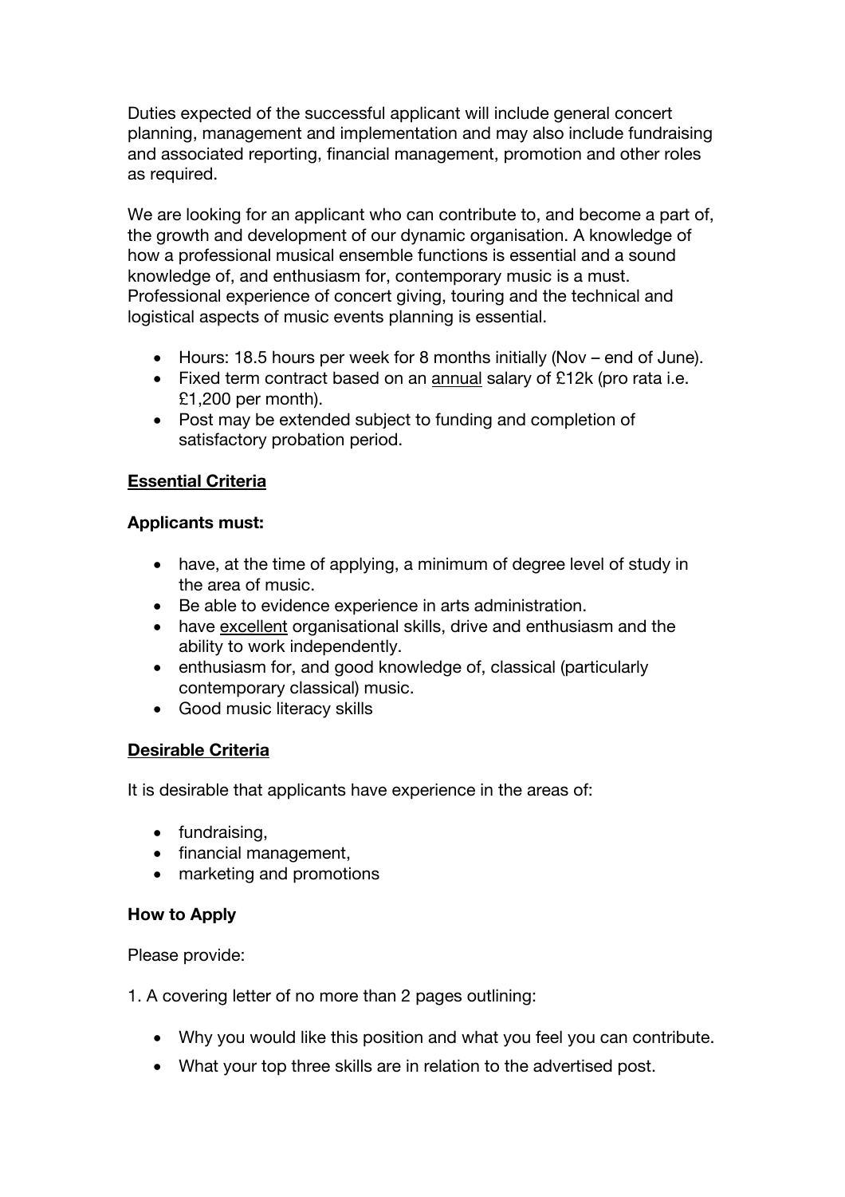Duties expected of the successful applicant will include general concert planning, management and implementation and may also include fundraising and associated reporting, financial management, promotion and other roles as required.

We are looking for an applicant who can contribute to, and become a part of, the growth and development of our dynamic organisation. A knowledge of how a professional musical ensemble functions is essential and a sound knowledge of, and enthusiasm for, contemporary music is a must. Professional experience of concert giving, touring and the technical and logistical aspects of music events planning is essential.

- Hours: 18.5 hours per week for 8 months initially (Nov – end of June).
- Fixed term contract based on an <u>annual</u> salary of £12k (pro rata i.e. £1,200 per month).
- Post may be extended subject to funding and completion of satisfactory probation period.

**<u>Essential Criteria</u>**

**Applicants must:**

- have, at the time of applying, a minimum of degree level of study in the area of music.
- Be able to evidence experience in arts administration.
- have <u>excellent</u> organisational skills, drive and enthusiasm and the ability to work independently.
- enthusiasm for, and good knowledge of, classical (particularly contemporary classical) music.
- Good music literacy skills

**<u>Desirable Criteria</u>**

It is desirable that applicants have experience in the areas of:

- fundraising,
- financial management,
- marketing and promotions

**How to Apply**

Please provide:

1. A covering letter of no more than 2 pages outlining:

- Why you would like this position and what you feel you can contribute.
- What your top three skills are in relation to the advertised post.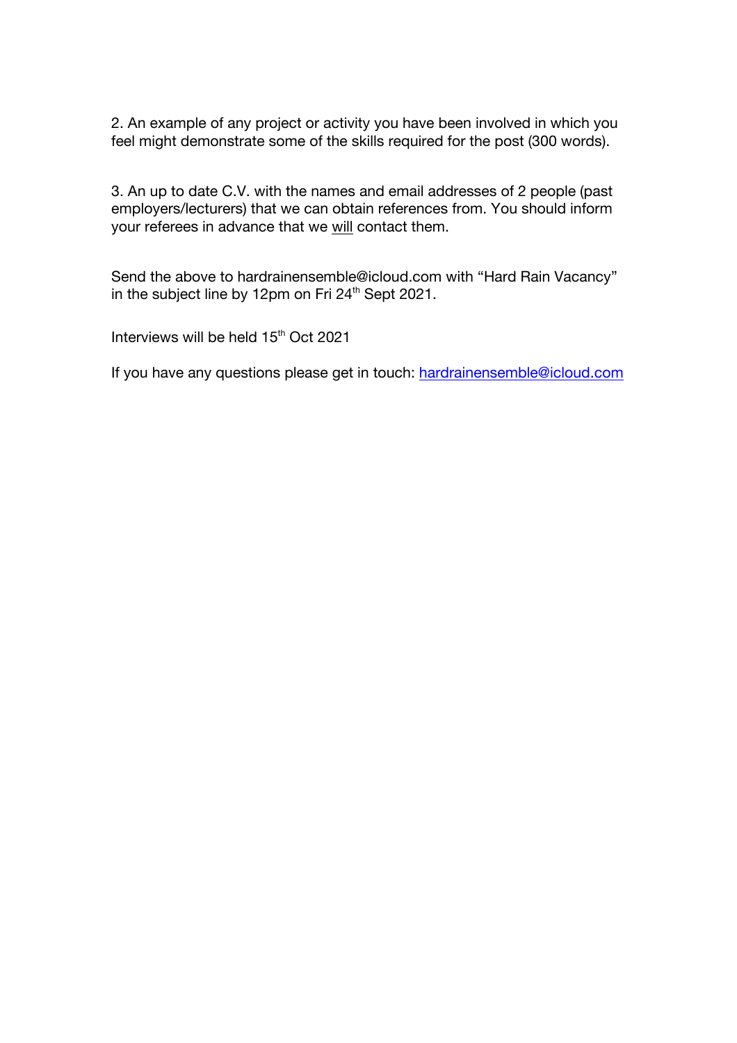2. An example of any project or activity you have been involved in which you feel might demonstrate some of the skills required for the post (300 words).

3. An up to date C.V. with the names and email addresses of 2 people (past employers/lecturers) that we can obtain references from. You should inform your referees in advance that we will contact them.

Send the above to hardrainensemble@icloud.com with "Hard Rain Vacancy" in the subject line by 12pm on Fri 24th Sept 2021.

Interviews will be held 15th Oct 2021

If you have any questions please get in touch: hardrainensemble@icloud.com